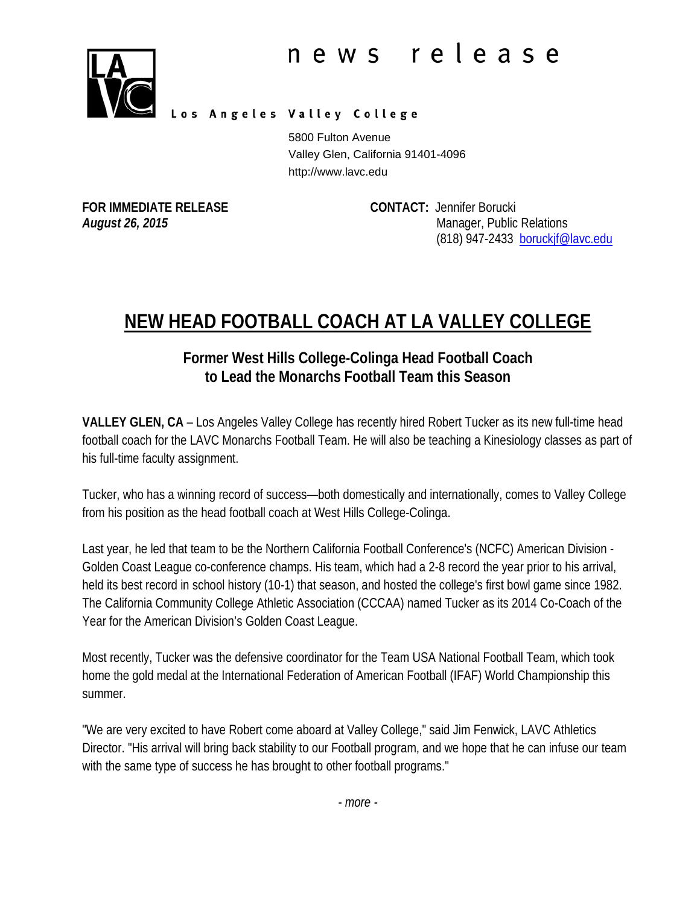news release

Los Angeles Valley College

5800 Fulton Avenue
Valley Glen, California 91401-4096
http://www.lavc.edu

**FOR IMMEDIATE RELEASE**
***August 26, 2015***

**CONTACT:** Jennifer Borucki
Manager, Public Relations
(818) 947-2433 boruckjf@lavc.edu

# NEW HEAD FOOTBALL COACH AT LA VALLEY COLLEGE

## Former West Hills College-Colinga Head Football Coach to Lead the Monarchs Football Team this Season

**VALLEY GLEN, CA** – Los Angeles Valley College has recently hired Robert Tucker as its new full-time head football coach for the LAVC Monarchs Football Team. He will also be teaching a Kinesiology classes as part of his full-time faculty assignment.

Tucker, who has a winning record of success—both domestically and internationally, comes to Valley College from his position as the head football coach at West Hills College-Colinga.

Last year, he led that team to be the Northern California Football Conference's (NCFC) American Division - Golden Coast League co-conference champs. His team, which had a 2-8 record the year prior to his arrival, held its best record in school history (10-1) that season, and hosted the college's first bowl game since 1982. The California Community College Athletic Association (CCCAA) named Tucker as its 2014 Co-Coach of the Year for the American Division's Golden Coast League.

Most recently, Tucker was the defensive coordinator for the Team USA National Football Team, which took home the gold medal at the International Federation of American Football (IFAF) World Championship this summer.

"We are very excited to have Robert come aboard at Valley College," said Jim Fenwick, LAVC Athletics Director. "His arrival will bring back stability to our Football program, and we hope that he can infuse our team with the same type of success he has brought to other football programs."

*- more -*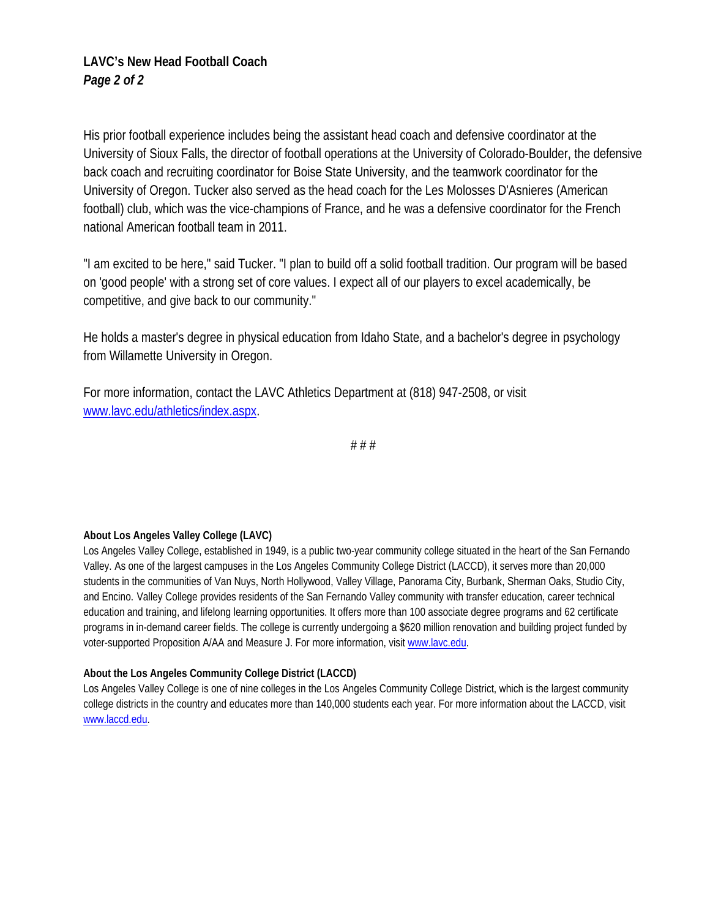His prior football experience includes being the assistant head coach and defensive coordinator at the University of Sioux Falls, the director of football operations at the University of Colorado-Boulder, the defensive back coach and recruiting coordinator for Boise State University, and the teamwork coordinator for the University of Oregon. Tucker also served as the head coach for the Les Molosses D'Asnieres (American football) club, which was the vice-champions of France, and he was a defensive coordinator for the French national American football team in 2011.

"I am excited to be here," said Tucker. "I plan to build off a solid football tradition. Our program will be based on 'good people' with a strong set of core values. I expect all of our players to excel academically, be competitive, and give back to our community."

He holds a master's degree in physical education from Idaho State, and a bachelor's degree in psychology from Willamette University in Oregon.

For more information, contact the LAVC Athletics Department at (818) 947-2508, or visit www.lavc.edu/athletics/index.aspx.

# # #

**About Los Angeles Valley College (LAVC)**
Los Angeles Valley College, established in 1949, is a public two-year community college situated in the heart of the San Fernando Valley. As one of the largest campuses in the Los Angeles Community College District (LACCD), it serves more than 20,000 students in the communities of Van Nuys, North Hollywood, Valley Village, Panorama City, Burbank, Sherman Oaks, Studio City, and Encino. Valley College provides residents of the San Fernando Valley community with transfer education, career technical education and training, and lifelong learning opportunities. It offers more than 100 associate degree programs and 62 certificate programs in in-demand career fields. The college is currently undergoing a $620 million renovation and building project funded by voter-supported Proposition A/AA and Measure J. For more information, visit www.lavc.edu.

**About the Los Angeles Community College District (LACCD)**
Los Angeles Valley College is one of nine colleges in the Los Angeles Community College District, which is the largest community college districts in the country and educates more than 140,000 students each year. For more information about the LACCD, visit www.laccd.edu.